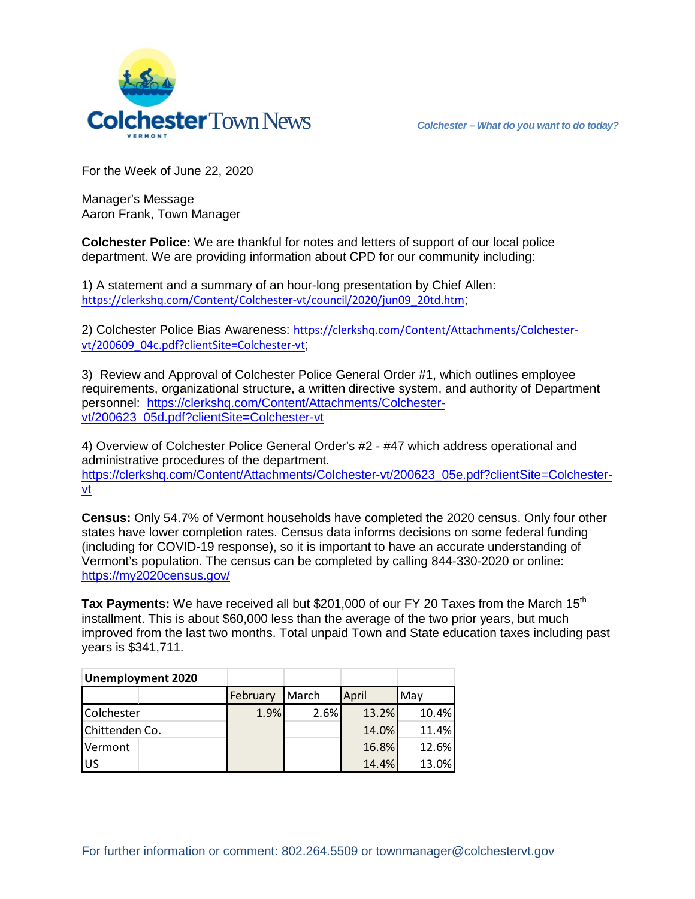# Colchester Town News

*Colchester – What do you want to do today?*

For the Week of June 22, 2020

Manager's Message
Aaron Frank, Town Manager

**Colchester Police:** We are thankful for notes and letters of support of our local police department. We are providing information about CPD for our community including:

1) A statement and a summary of an hour-long presentation by Chief Allen: https://clerkshq.com/Content/Colchester-vt/council/2020/jun09_20td.htm;

2) Colchester Police Bias Awareness: https://clerkshq.com/Content/Attachments/Colchester-vt/200609_04c.pdf?clientSite=Colchester-vt;

3) Review and Approval of Colchester Police General Order #1, which outlines employee requirements, organizational structure, a written directive system, and authority of Department personnel: https://clerkshq.com/Content/Attachments/Colchester-vt/200623_05d.pdf?clientSite=Colchester-vt

4) Overview of Colchester Police General Order's #2 - #47 which address operational and administrative procedures of the department. https://clerkshq.com/Content/Attachments/Colchester-vt/200623_05e.pdf?clientSite=Colchester-vt

**Census:** Only 54.7% of Vermont households have completed the 2020 census. Only four other states have lower completion rates. Census data informs decisions on some federal funding (including for COVID-19 response), so it is important to have an accurate understanding of Vermont's population. The census can be completed by calling 844-330-2020 or online: https://my2020census.gov/

**Tax Payments:** We have received all but $201,000 of our FY 20 Taxes from the March 15th installment. This is about $60,000 less than the average of the two prior years, but much improved from the last two months. Total unpaid Town and State education taxes including past years is $341,711.

| Unemployment 2020 | February | March | April | May |
|---|---|---|---|---|
| Colchester | 1.9% | 2.6% | 13.2% | 10.4% |
| Chittenden Co. | | | 14.0% | 11.4% |
| Vermont | | | 16.8% | 12.6% |
| US | | | 14.4% | 13.0% |

For further information or comment: 802.264.5509 or townmanager@colchestervt.gov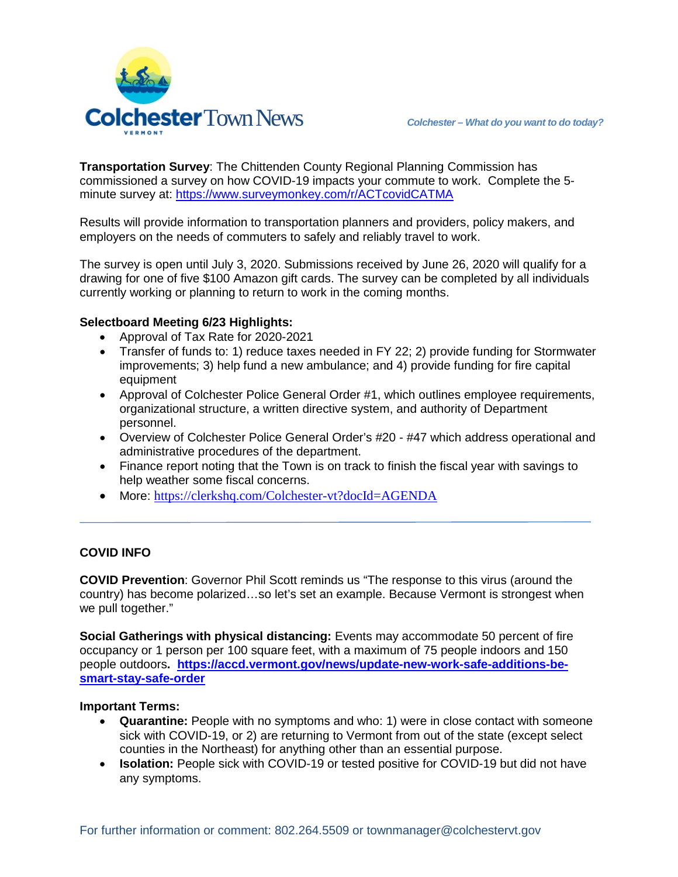**Transportation Survey**: The Chittenden County Regional Planning Commission has commissioned a survey on how COVID-19 impacts your commute to work. Complete the 5-minute survey at: https://www.surveymonkey.com/r/ACTcovidCATMA

Results will provide information to transportation planners and providers, policy makers, and employers on the needs of commuters to safely and reliably travel to work.

The survey is open until July 3, 2020. Submissions received by June 26, 2020 will qualify for a drawing for one of five $100 Amazon gift cards. The survey can be completed by all individuals currently working or planning to return to work in the coming months.

**Selectboard Meeting 6/23 Highlights:**

- Approval of Tax Rate for 2020-2021
- Transfer of funds to: 1) reduce taxes needed in FY 22; 2) provide funding for Stormwater improvements; 3) help fund a new ambulance; and 4) provide funding for fire capital equipment
- Approval of Colchester Police General Order #1, which outlines employee requirements, organizational structure, a written directive system, and authority of Department personnel.
- Overview of Colchester Police General Order's #20 - #47 which address operational and administrative procedures of the department.
- Finance report noting that the Town is on track to finish the fiscal year with savings to help weather some fiscal concerns.
- More: https://clerkshq.com/Colchester-vt?docId=AGENDA

---

**COVID INFO**

**COVID Prevention**: Governor Phil Scott reminds us "The response to this virus (around the country) has become polarized…so let's set an example. Because Vermont is strongest when we pull together."

**Social Gatherings with physical distancing:** Events may accommodate 50 percent of fire occupancy or 1 person per 100 square feet, with a maximum of 75 people indoors and 150 people outdoors**. https://accd.vermont.gov/news/update-new-work-safe-additions-be-smart-stay-safe-order**

**Important Terms:**

- **Quarantine:** People with no symptoms and who: 1) were in close contact with someone sick with COVID-19, or 2) are returning to Vermont from out of the state (except select counties in the Northeast) for anything other than an essential purpose.
- **Isolation:** People sick with COVID-19 or tested positive for COVID-19 but did not have any symptoms.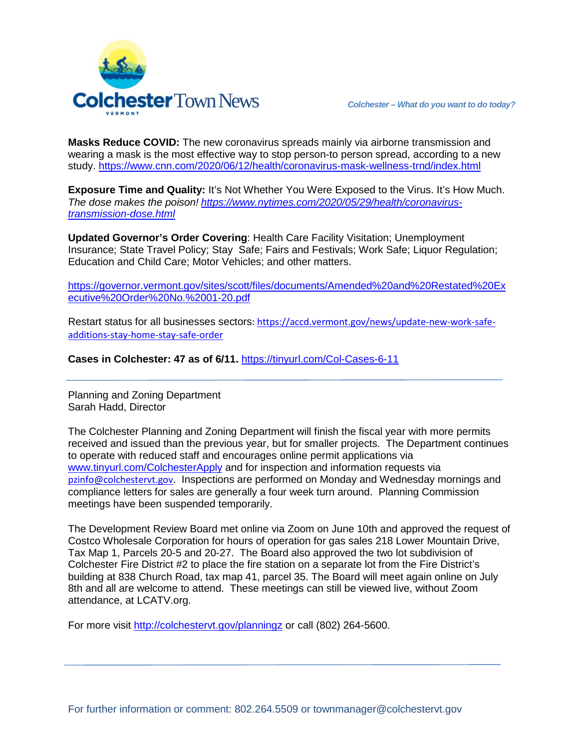**Masks Reduce COVID:** The new coronavirus spreads mainly via airborne transmission and wearing a mask is the most effective way to stop person-to person spread, according to a new study. https://www.cnn.com/2020/06/12/health/coronavirus-mask-wellness-trnd/index.html

**Exposure Time and Quality:** It's Not Whether You Were Exposed to the Virus. It's How Much. *The dose makes the poison! https://www.nytimes.com/2020/05/29/health/coronavirus-transmission-dose.html*

**Updated Governor's Order Covering**: Health Care Facility Visitation; Unemployment Insurance; State Travel Policy; Stay Safe; Fairs and Festivals; Work Safe; Liquor Regulation; Education and Child Care; Motor Vehicles; and other matters.

https://governor.vermont.gov/sites/scott/files/documents/Amended%20and%20Restated%20Executive%20Order%20No.%2001-20.pdf

Restart status for all businesses sectors: https://accd.vermont.gov/news/update-new-work-safe-additions-stay-home-stay-safe-order

**Cases in Colchester: 47 as of 6/11.** https://tinyurl.com/Col-Cases-6-11

---

Planning and Zoning Department
Sarah Hadd, Director

The Colchester Planning and Zoning Department will finish the fiscal year with more permits received and issued than the previous year, but for smaller projects. The Department continues to operate with reduced staff and encourages online permit applications via www.tinyurl.com/ColchesterApply and for inspection and information requests via pzinfo@colchestervt.gov. Inspections are performed on Monday and Wednesday mornings and compliance letters for sales are generally a four week turn around. Planning Commission meetings have been suspended temporarily.

The Development Review Board met online via Zoom on June 10th and approved the request of Costco Wholesale Corporation for hours of operation for gas sales 218 Lower Mountain Drive, Tax Map 1, Parcels 20-5 and 20-27. The Board also approved the two lot subdivision of Colchester Fire District #2 to place the fire station on a separate lot from the Fire District's building at 838 Church Road, tax map 41, parcel 35. The Board will meet again online on July 8th and all are welcome to attend. These meetings can still be viewed live, without Zoom attendance, at LCATV.org.

For more visit http://colchestervt.gov/planningz or call (802) 264-5600.

---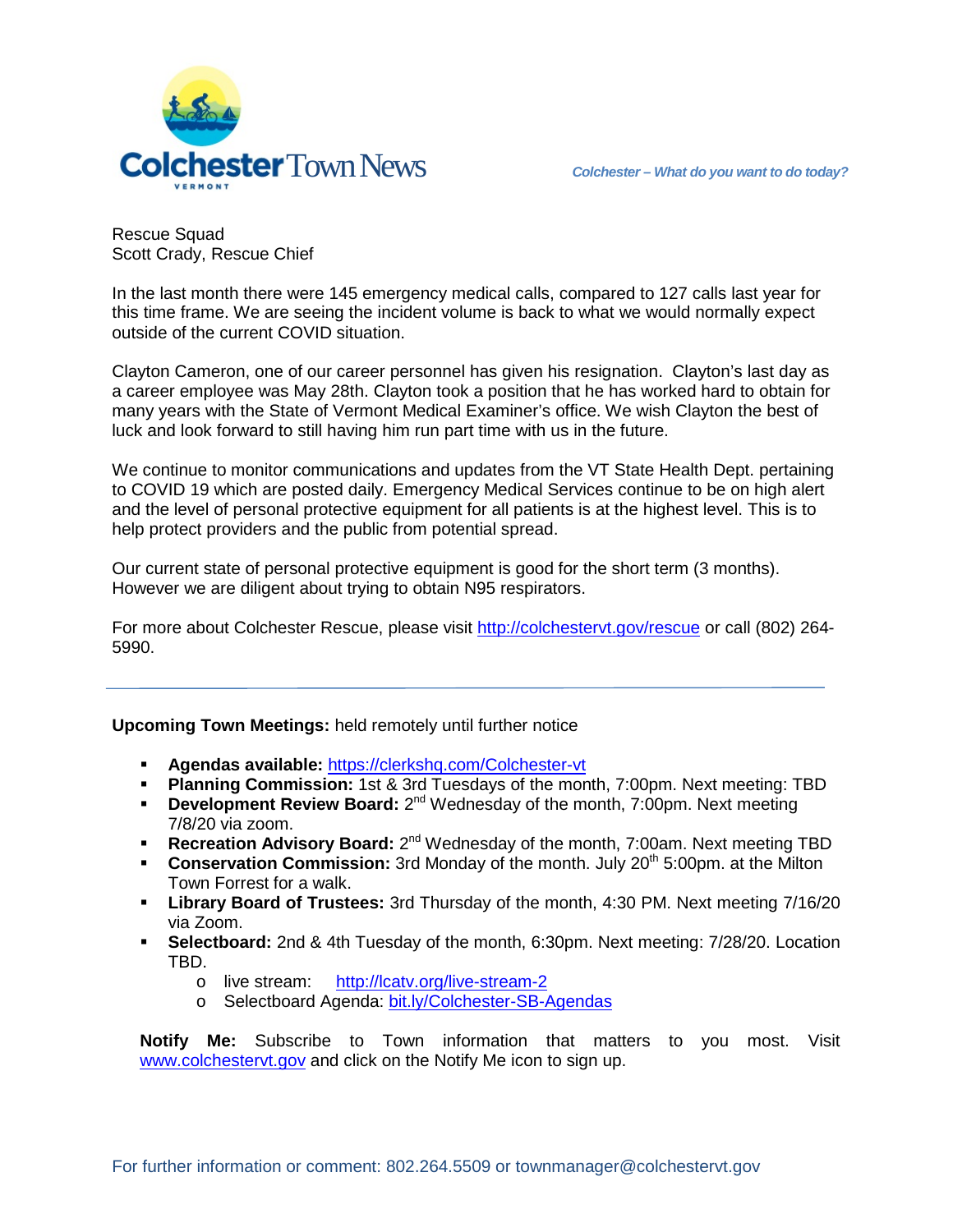Rescue Squad
Scott Crady, Rescue Chief

In the last month there were 145 emergency medical calls, compared to 127 calls last year for this time frame. We are seeing the incident volume is back to what we would normally expect outside of the current COVID situation.

Clayton Cameron, one of our career personnel has given his resignation. Clayton's last day as a career employee was May 28th. Clayton took a position that he has worked hard to obtain for many years with the State of Vermont Medical Examiner's office. We wish Clayton the best of luck and look forward to still having him run part time with us in the future.

We continue to monitor communications and updates from the VT State Health Dept. pertaining to COVID 19 which are posted daily. Emergency Medical Services continue to be on high alert and the level of personal protective equipment for all patients is at the highest level. This is to help protect providers and the public from potential spread.

Our current state of personal protective equipment is good for the short term (3 months). However we are diligent about trying to obtain N95 respirators.

For more about Colchester Rescue, please visit http://colchestervt.gov/rescue or call (802) 264-5990.

---

**Upcoming Town Meetings:** held remotely until further notice

- **Agendas available:** https://clerkshq.com/Colchester-vt
- **Planning Commission:** 1st & 3rd Tuesdays of the month, 7:00pm. Next meeting: TBD
- **Development Review Board:** 2nd Wednesday of the month, 7:00pm. Next meeting 7/8/20 via zoom.
- **Recreation Advisory Board:** 2nd Wednesday of the month, 7:00am. Next meeting TBD
- **Conservation Commission:** 3rd Monday of the month. July 20th 5:00pm. at the Milton Town Forrest for a walk.
- **Library Board of Trustees:** 3rd Thursday of the month, 4:30 PM. Next meeting 7/16/20 via Zoom.
- **Selectboard:** 2nd & 4th Tuesday of the month, 6:30pm. Next meeting: 7/28/20. Location TBD.
  - live stream: http://lcatv.org/live-stream-2
  - Selectboard Agenda: bit.ly/Colchester-SB-Agendas

**Notify Me:** Subscribe to Town information that matters to you most. Visit www.colchestervt.gov and click on the Notify Me icon to sign up.